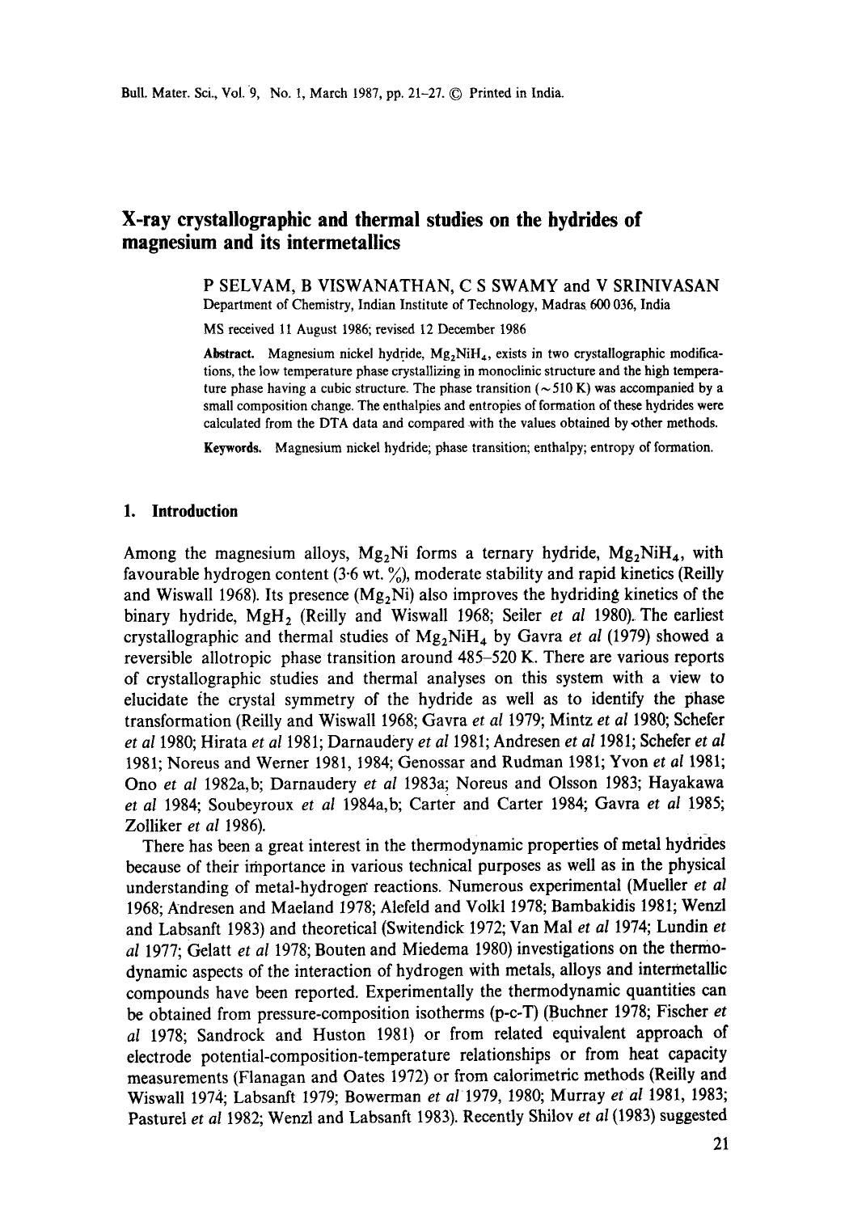# X-ray crystallographic and thermal studies on the hydrides of magnesium and its intermetallics

P SELVAM, B VISWANATHAN, C S SWAMY and V SRINIVASAN

Department of Chemistry, Indian Institute of Technology, Madras 600 036, India

MS received 11 August 1986; revised 12 December 1986

**Abstract.** Magnesium nickel hydride, $Mg_2NiH_4$, exists in two crystallographic modifications, the low temperature phase crystallizing in monoclinic structure and the high temperature phase having a cubic structure. The phase transition ($\sim 510$ K) was accompanied by a small composition change. The enthalpies and entropies of formation of these hydrides were calculated from the DTA data and compared with the values obtained by other methods.

**Keywords.** Magnesium nickel hydride; phase transition; enthalpy; entropy of formation.

## 1. Introduction

Among the magnesium alloys, $Mg_2Ni$ forms a ternary hydride, $Mg_2NiH_4$, with favourable hydrogen content (3·6 wt. %), moderate stability and rapid kinetics (Reilly and Wiswall 1968). Its presence ($Mg_2Ni$) also improves the hydriding kinetics of the binary hydride, $MgH_2$ (Reilly and Wiswall 1968; Seiler *et al* 1980). The earliest crystallographic and thermal studies of $Mg_2NiH_4$ by Gavra *et al* (1979) showed a reversible allotropic phase transition around 485–520 K. There are various reports of crystallographic studies and thermal analyses on this system with a view to elucidate the crystal symmetry of the hydride as well as to identify the phase transformation (Reilly and Wiswall 1968; Gavra *et al* 1979; Mintz *et al* 1980; Schefer *et al* 1980; Hirata *et al* 1981; Darnaudery *et al* 1981; Andresen *et al* 1981; Schefer *et al* 1981; Noreus and Werner 1981, 1984; Genossar and Rudman 1981; Yvon *et al* 1981; Ono *et al* 1982a,b; Darnaudery *et al* 1983a; Noreus and Olsson 1983; Hayakawa *et al* 1984; Soubeyroux *et al* 1984a,b; Carter and Carter 1984; Gavra *et al* 1985; Zolliker *et al* 1986).

There has been a great interest in the thermodynamic properties of metal hydrides because of their importance in various technical purposes as well as in the physical understanding of metal-hydrogen reactions. Numerous experimental (Mueller *et al* 1968; Andresen and Maeland 1978; Alefeld and Volkl 1978; Bambakidis 1981; Wenzl and Labsanft 1983) and theoretical (Switendick 1972; Van Mal *et al* 1974; Lundin *et al* 1977; Gelatt *et al* 1978; Bouten and Miedema 1980) investigations on the thermodynamic aspects of the interaction of hydrogen with metals, alloys and intermetallic compounds have been reported. Experimentally the thermodynamic quantities can be obtained from pressure-composition isotherms (p-c-T) (Buchner 1978; Fischer *et al* 1978; Sandrock and Huston 1981) or from related equivalent approach of electrode potential-composition-temperature relationships or from heat capacity measurements (Flanagan and Oates 1972) or from calorimetric methods (Reilly and Wiswall 1974; Labsanft 1979; Bowerman *et al* 1979, 1980; Murray *et al* 1981, 1983; Pasturel *et al* 1982; Wenzl and Labsanft 1983). Recently Shilov *et al* (1983) suggested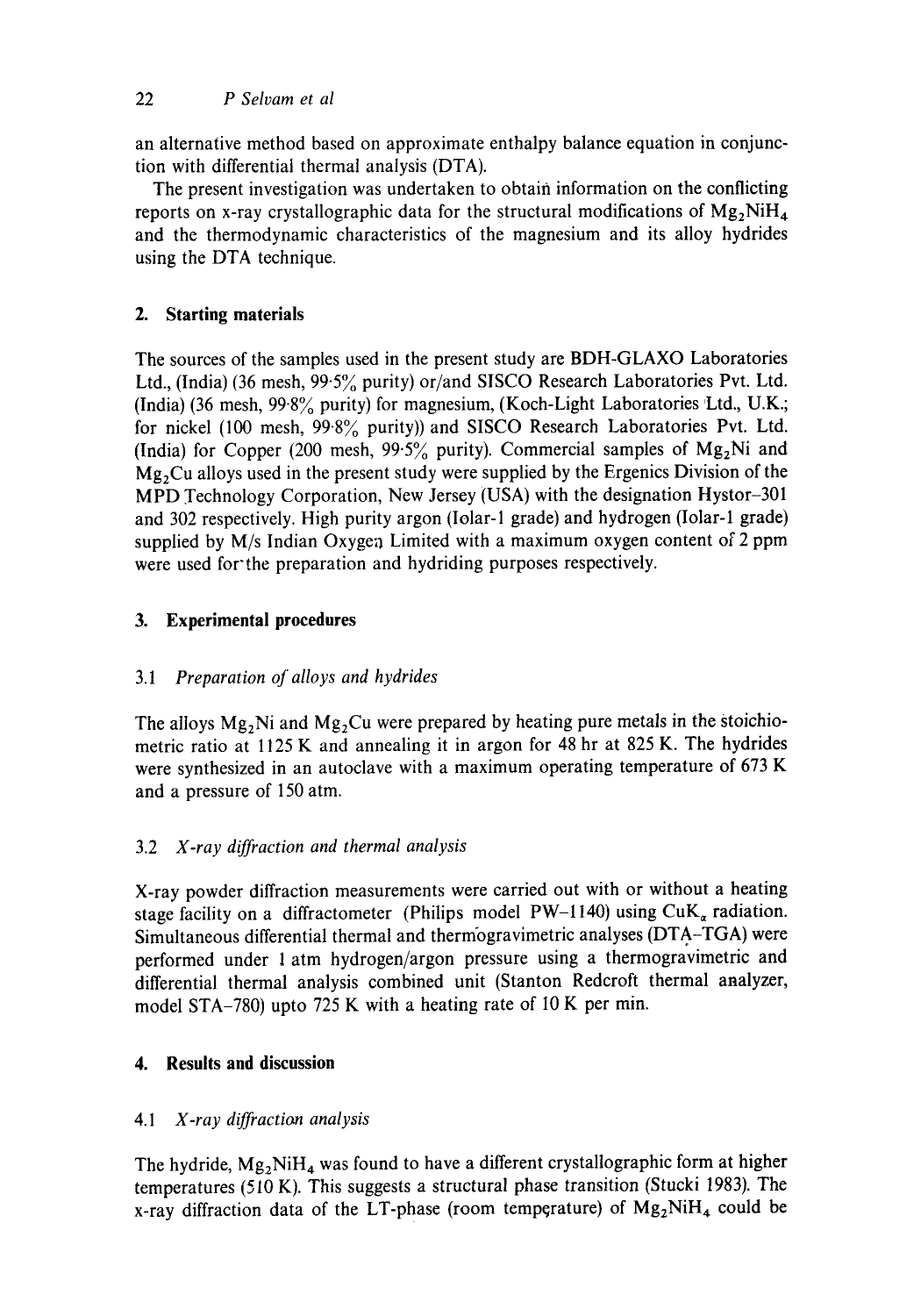an alternative method based on approximate enthalpy balance equation in conjunction with differential thermal analysis (DTA).

The present investigation was undertaken to obtain information on the conflicting reports on x-ray crystallographic data for the structural modifications of $Mg_2NiH_4$ and the thermodynamic characteristics of the magnesium and its alloy hydrides using the DTA technique.

## 2. Starting materials

The sources of the samples used in the present study are BDH-GLAXO Laboratories Ltd., (India) (36 mesh, 99·5% purity) or/and SISCO Research Laboratories Pvt. Ltd. (India) (36 mesh, 99·8% purity) for magnesium, (Koch-Light Laboratories Ltd., U.K.; for nickel (100 mesh, 99·8% purity)) and SISCO Research Laboratories Pvt. Ltd. (India) for Copper (200 mesh, 99·5% purity). Commercial samples of $Mg_2Ni$ and $Mg_2Cu$ alloys used in the present study were supplied by the Ergenics Division of the MPD Technology Corporation, New Jersey (USA) with the designation Hystor–301 and 302 respectively. High purity argon (Iolar-1 grade) and hydrogen (Iolar-1 grade) supplied by M/s Indian Oxygen Limited with a maximum oxygen content of 2 ppm were used for the preparation and hydriding purposes respectively.

## 3. Experimental procedures

### 3.1 *Preparation of alloys and hydrides*

The alloys $Mg_2Ni$ and $Mg_2Cu$ were prepared by heating pure metals in the stoichiometric ratio at 1125 K and annealing it in argon for 48 hr at 825 K. The hydrides were synthesized in an autoclave with a maximum operating temperature of 673 K and a pressure of 150 atm.

### 3.2 *X-ray diffraction and thermal analysis*

X-ray powder diffraction measurements were carried out with or without a heating stage facility on a diffractometer (Philips model PW–1140) using $CuK_\alpha$ radiation. Simultaneous differential thermal and thermogravimetric analyses (DTA–TGA) were performed under 1 atm hydrogen/argon pressure using a thermogravimetric and differential thermal analysis combined unit (Stanton Redcroft thermal analyzer, model STA–780) upto 725 K with a heating rate of 10 K per min.

## 4. Results and discussion

### 4.1 *X-ray diffraction analysis*

The hydride, $Mg_2NiH_4$ was found to have a different crystallographic form at higher temperatures (510 K). This suggests a structural phase transition (Stucki 1983). The x-ray diffraction data of the LT-phase (room temperature) of $Mg_2NiH_4$ could be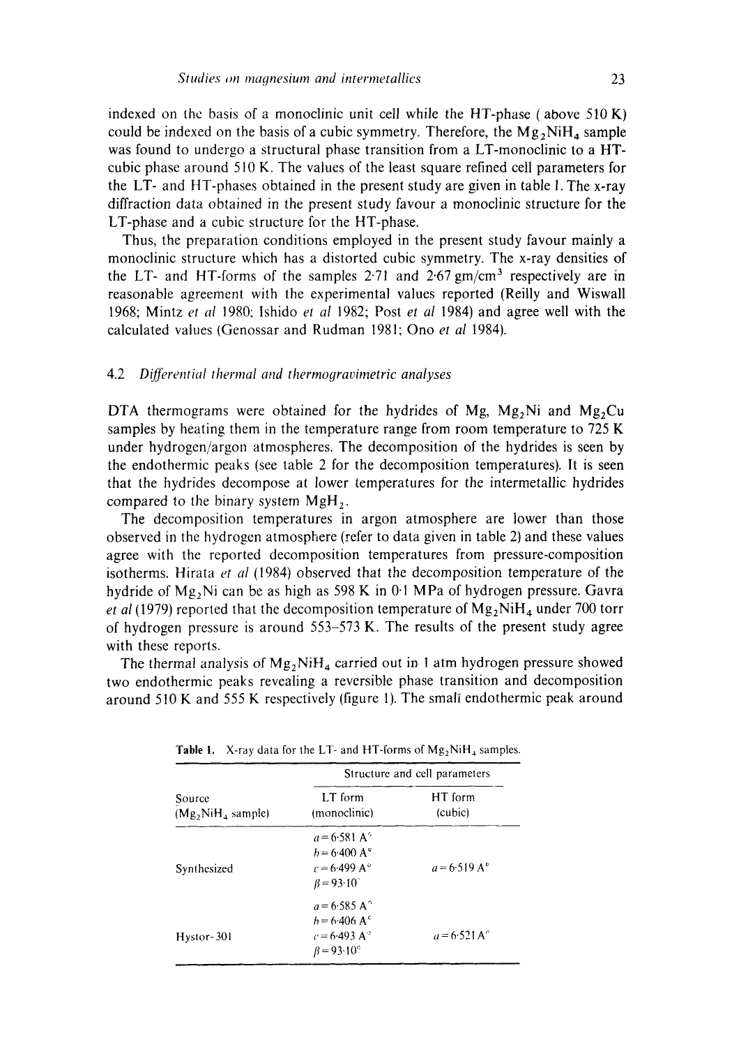indexed on the basis of a monoclinic unit cell while the HT-phase ( above 510 K) could be indexed on the basis of a cubic symmetry. Therefore, the $Mg_2NiH_4$ sample was found to undergo a structural phase transition from a LT-monoclinic to a HT-cubic phase around 510 K. The values of the least square refined cell parameters for the LT- and HT-phases obtained in the present study are given in table 1. The x-ray diffraction data obtained in the present study favour a monoclinic structure for the LT-phase and a cubic structure for the HT-phase.

Thus, the preparation conditions employed in the present study favour mainly a monoclinic structure which has a distorted cubic symmetry. The x-ray densities of the LT- and HT-forms of the samples 2·71 and 2·67 $gm/cm^3$ respectively are in reasonable agreement with the experimental values reported (Reilly and Wiswall 1968; Mintz *et al* 1980; Ishido *et al* 1982; Post *et al* 1984) and agree well with the calculated values (Genossar and Rudman 1981; Ono *et al* 1984).

### 4.2 *Differential thermal and thermogravimetric analyses*

DTA thermograms were obtained for the hydrides of Mg, $Mg_2Ni$ and $Mg_2Cu$ samples by heating them in the temperature range from room temperature to 725 K under hydrogen/argon atmospheres. The decomposition of the hydrides is seen by the endothermic peaks (see table 2 for the decomposition temperatures). It is seen that the hydrides decompose at lower temperatures for the intermetallic hydrides compared to the binary system $MgH_2$.

The decomposition temperatures in argon atmosphere are lower than those observed in the hydrogen atmosphere (refer to data given in table 2) and these values agree with the reported decomposition temperatures from pressure-composition isotherms. Hirata *et al* (1984) observed that the decomposition temperature of the hydride of $Mg_2Ni$ can be as high as 598 K in 0·1 MPa of hydrogen pressure. Gavra *et al* (1979) reported that the decomposition temperature of $Mg_2NiH_4$ under 700 torr of hydrogen pressure is around 553–573 K. The results of the present study agree with these reports.

The thermal analysis of $Mg_2NiH_4$ carried out in 1 atm hydrogen pressure showed two endothermic peaks revealing a reversible phase transition and decomposition around 510 K and 555 K respectively (figure 1). The small endothermic peak around

**Table 1.** X-ray data for the LT- and HT-forms of $Mg_2NiH_4$ samples.

| Source ($Mg_2NiH_4$ sample) | Structure and cell parameters | |
|---|---|---|
| | LT form (monoclinic) | HT form (cubic) |
| Synthesized | $a = 6{\cdot}581$ A°, $b = 6{\cdot}400$ A°, $c = 6{\cdot}499$ A°, $\beta = 93{\cdot}10°$ | $a = 6{\cdot}519$ A° |
| Hystor-301 | $a = 6{\cdot}585$ A°, $b = 6{\cdot}406$ A°, $c = 6{\cdot}493$ A°, $\beta = 93{\cdot}10°$ | $a = 6{\cdot}521$ A° |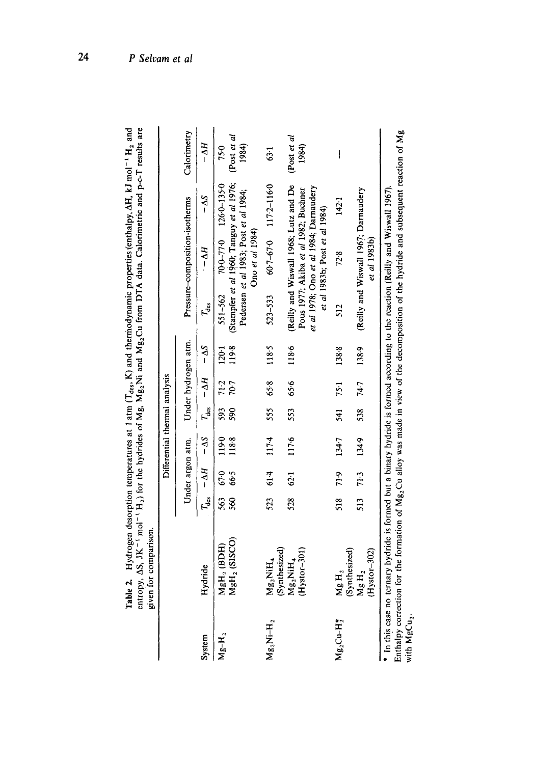**Table 2.** Hydrogen desorption temperatures at 1 atm ($T_{des}$, K) and thermodynamic properties (enthalpy, $\Delta H$, kJ mol$^{-1}$ $H_2$ and entropy, $\Delta S$, JK$^{-1}$ mol$^{-1}$ $H_2$) for the hydrides of Mg, $Mg_2Ni$ and $Mg_2Cu$ from DTA data. Calorimetric and p-c-T results are given for comparison.

| System | Hydride | Differential thermal analysis | | | | | | Pressure–composition-isotherms | | | Calorimetry |
|---|---|---|---|---|---|---|---|---|---|---|---|
| | | Under argon atm. | | | Under hydrogen atm. | | | | | | |
| | | $T_{des}$ | $-\Delta H$ | $-\Delta S$ | $T_{des}$ | $-\Delta H$ | $-\Delta S$ | $T_{des}$ | $-\Delta H$ | $-\Delta S$ | $-\Delta H$ |
| $Mg$–$H_2$ | $MgH_2$ (BDH) | 563 | 67·0 | 119·0 | 593 | 71·2 | 120·1 | 551–562 | 70·0–77·0 | 126·0–135·0 | 75·0 |
| | $MgH_2$ (SISCO) | 560 | 66·5 | 118·8 | 590 | 70·7 | 119·8 | (Stampfer *et al* 1960; Tanguy *et al* 1976; Pedersen *et al* 1983; Post *et al* 1984; Ono *et al* 1984) | | | (Post *et al* 1984) |
| $Mg_2Ni$–$H_2$ | $Mg_2NiH_4$ (Synthesized) | 523 | 61·4 | 117·4 | 555 | 65·8 | 118·5 | 523–533 | 60·7–67·0 | 117·2–116·0 | 63·1 |
| | $Mg_2NiH_4$ (Hystor-301) | 528 | 62·1 | 117·6 | 553 | 65·6 | 118·6 | (Reilly and Wiswall 1968; Lutz and De Pous 1977; Akiba *et al* 1982; Buchner *et al* 1978; Ono *et al* 1984; Darnaudery *et al* 1983b; Post *et al* 1984) | | | (Post *et al* 1984) |
| $Mg_2Cu$–$H_2^*$ | $MgH_2$ (Synthesized) | 518 | 71·9 | 134·7 | 541 | 75·1 | 138·8 | 512 | 72·8 | 142·1 | — |
| | $MgH_2$ (Hystor-302) | 513 | 71·3 | 134·9 | 538 | 74·7 | 138·9 | (Reilly and Wiswall 1967; Darnaudery *et al* 1983b) | | | |

\* In this case no ternary hydride is formed but a binary hydride is formed according to the reaction (Reilly and Wiswall 1967). Enthalpy correction for the formation of $Mg_2Cu$ alloy was made in view of the decomposition of the hydride and subsequent reaction of Mg with $MgCu_2$.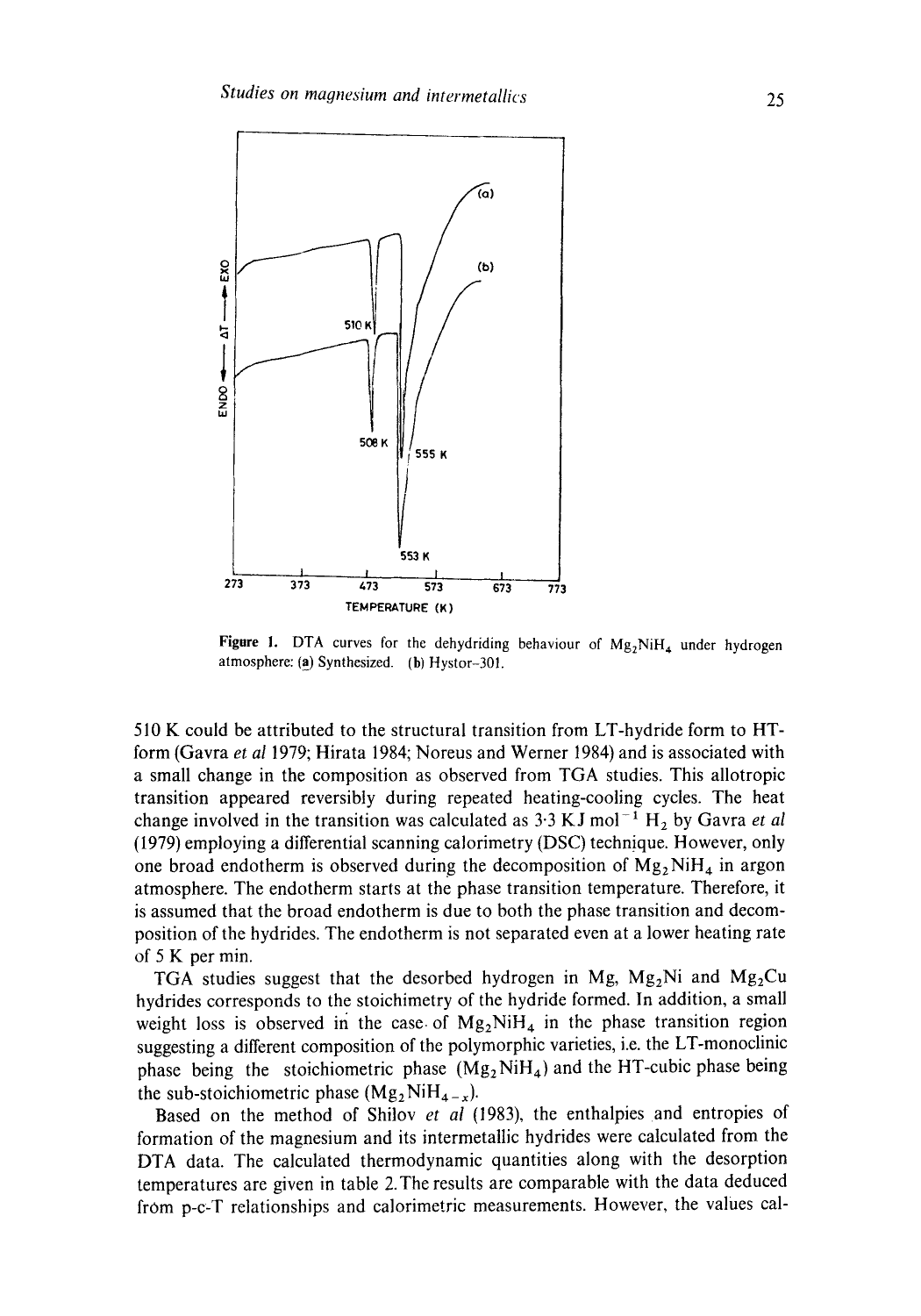Figure 1. DTA curves for the dehydriding behaviour of $Mg_2NiH_4$ under hydrogen atmosphere: (a) Synthesized. (b) Hystor-301.

510 K could be attributed to the structural transition from LT-hydride form to HT-form (Gavra *et al* 1979; Hirata 1984; Noreus and Werner 1984) and is associated with a small change in the composition as observed from TGA studies. This allotropic transition appeared reversibly during repeated heating-cooling cycles. The heat change involved in the transition was calculated as 3·3 KJ $mol^{-1}$ $H_2$ by Gavra *et al* (1979) employing a differential scanning calorimetry (DSC) technique. However, only one broad endotherm is observed during the decomposition of $Mg_2NiH_4$ in argon atmosphere. The endotherm starts at the phase transition temperature. Therefore, it is assumed that the broad endotherm is due to both the phase transition and decomposition of the hydrides. The endotherm is not separated even at a lower heating rate of 5 K per min.

TGA studies suggest that the desorbed hydrogen in Mg, $Mg_2Ni$ and $Mg_2Cu$ hydrides corresponds to the stoichimetry of the hydride formed. In addition, a small weight loss is observed in the case of $Mg_2NiH_4$ in the phase transition region suggesting a different composition of the polymorphic varieties, i.e. the LT-monoclinic phase being the stoichiometric phase ($Mg_2NiH_4$) and the HT-cubic phase being the sub-stoichiometric phase ($Mg_2NiH_{4-x}$).

Based on the method of Shilov *et al* (1983), the enthalpies and entropies of formation of the magnesium and its intermetallic hydrides were calculated from the DTA data. The calculated thermodynamic quantities along with the desorption temperatures are given in table 2. The results are comparable with the data deduced from p-c-T relationships and calorimetric measurements. However, the values cal-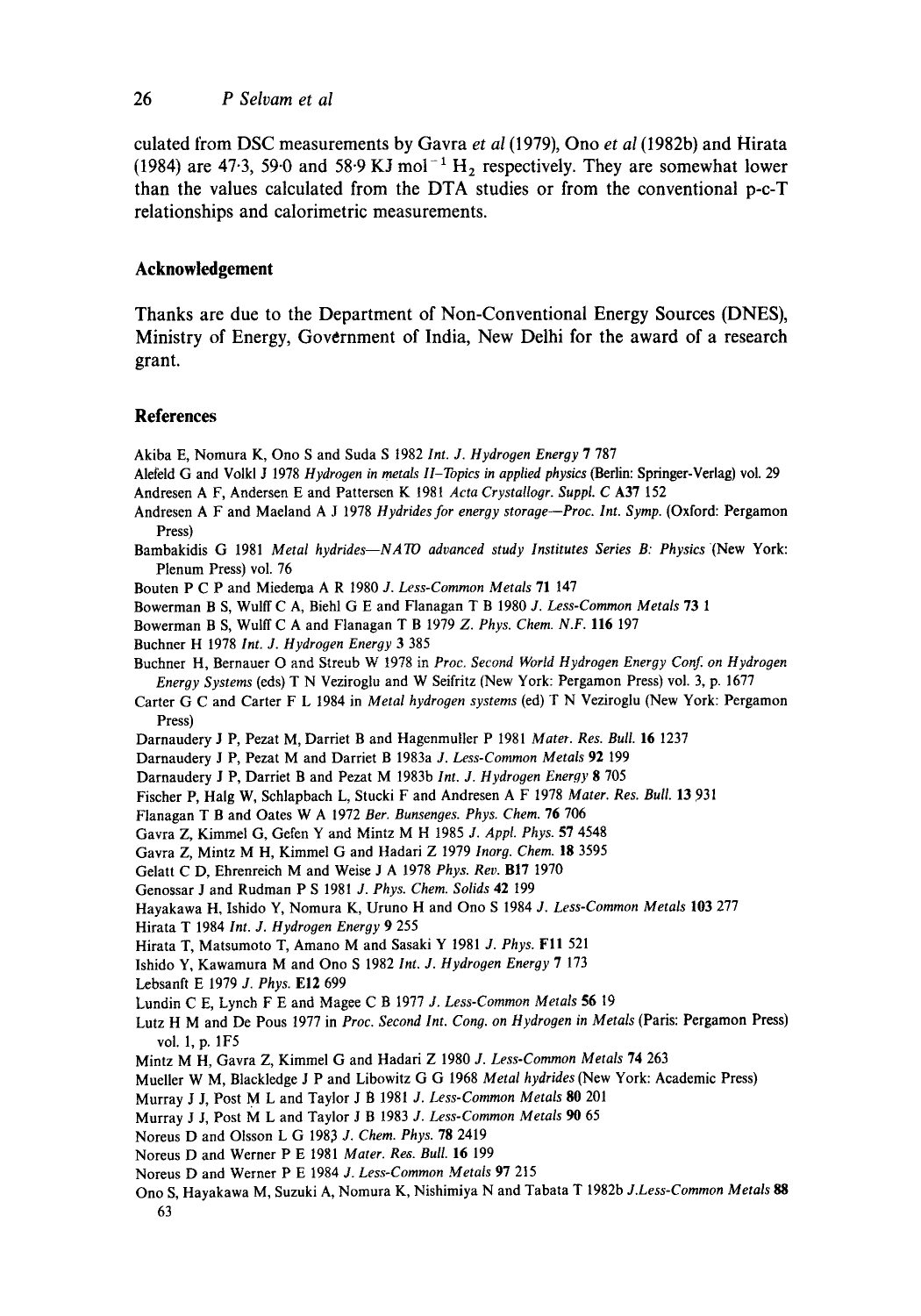culated from DSC measurements by Gavra *et al* (1979), Ono *et al* (1982b) and Hirata (1984) are 47·3, 59·0 and 58·9 KJ mol$^{-1}$ $H_2$ respectively. They are somewhat lower than the values calculated from the DTA studies or from the conventional p-c-T relationships and calorimetric measurements.

## Acknowledgement

Thanks are due to the Department of Non-Conventional Energy Sources (DNES), Ministry of Energy, Government of India, New Delhi for the award of a research grant.

## References

Akiba E, Nomura K, Ono S and Suda S 1982 *Int. J. Hydrogen Energy* **7** 787

Alefeld G and Volkl J 1978 *Hydrogen in metals II–Topics in applied physics* (Berlin: Springer-Verlag) vol. 29

Andresen A F, Andersen E and Pattersen K 1981 *Acta Crystallogr. Suppl. C* **A37** 152

Andresen A F and Maeland A J 1978 *Hydrides for energy storage—Proc. Int. Symp.* (Oxford: Pergamon Press)

Bambakidis G 1981 *Metal hydrides—NATO advanced study Institutes Series B: Physics* (New York: Plenum Press) vol. 76

Bouten P C P and Miedema A R 1980 *J. Less-Common Metals* **71** 147

Bowerman B S, Wulff C A, Biehl G E and Flanagan T B 1980 *J. Less-Common Metals* **73** 1

Bowerman B S, Wulff C A and Flanagan T B 1979 *Z. Phys. Chem. N.F.* **116** 197

Buchner H 1978 *Int. J. Hydrogen Energy* **3** 385

Buchner H, Bernauer O and Streub W 1978 in *Proc. Second World Hydrogen Energy Conf. on Hydrogen Energy Systems* (eds) T N Veziroglu and W Seifritz (New York: Pergamon Press) vol. 3, p. 1677

Carter G C and Carter F L 1984 in *Metal hydrogen systems* (ed) T N Veziroglu (New York: Pergamon Press)

Darnaudery J P, Pezat M, Darriet B and Hagenmuller P 1981 *Mater. Res. Bull.* **16** 1237

Darnaudery J P, Pezat M and Darriet B 1983a *J. Less-Common Metals* **92** 199

Darnaudery J P, Darriet B and Pezat M 1983b *Int. J. Hydrogen Energy* **8** 705

Fischer P, Halg W, Schlapbach L, Stucki F and Andresen A F 1978 *Mater. Res. Bull.* **13** 931

Flanagan T B and Oates W A 1972 *Ber. Bunsenges. Phys. Chem.* **76** 706

Gavra Z, Kimmel G, Gefen Y and Mintz M H 1985 *J. Appl. Phys.* **57** 4548

Gavra Z, Mintz M H, Kimmel G and Hadari Z 1979 *Inorg. Chem.* **18** 3595

Gelatt C D, Ehrenreich M and Weise J A 1978 *Phys. Rev.* **B17** 1970

Genossar J and Rudman P S 1981 *J. Phys. Chem. Solids* **42** 199

Hayakawa H, Ishido Y, Nomura K, Uruno H and Ono S 1984 *J. Less-Common Metals* **103** 277

Hirata T 1984 *Int. J. Hydrogen Energy* **9** 255

Hirata T, Matsumoto T, Amano M and Sasaki Y 1981 *J. Phys.* **F11** 521

Ishido Y, Kawamura M and Ono S 1982 *Int. J. Hydrogen Energy* **7** 173

Lebsanft E 1979 *J. Phys.* **E12** 699

Lundin C E, Lynch F E and Magee C B 1977 *J. Less-Common Metals* **56** 19

Lutz H M and De Pous 1977 in *Proc. Second Int. Cong. on Hydrogen in Metals* (Paris: Pergamon Press) vol. 1, p. 1F5

Mintz M H, Gavra Z, Kimmel G and Hadari Z 1980 *J. Less-Common Metals* **74** 263

Mueller W M, Blackledge J P and Libowitz G G 1968 *Metal hydrides* (New York: Academic Press)

Murray J J, Post M L and Taylor J B 1981 *J. Less-Common Metals* **80** 201

Murray J J, Post M L and Taylor J B 1983 *J. Less-Common Metals* **90** 65

Noreus D and Olsson L G 1983 *J. Chem. Phys.* **78** 2419

Noreus D and Werner P E 1981 *Mater. Res. Bull.* **16** 199

Noreus D and Werner P E 1984 *J. Less-Common Metals* **97** 215

Ono S, Hayakawa M, Suzuki A, Nomura K, Nishimiya N and Tabata T 1982b *J.Less-Common Metals* **88** 63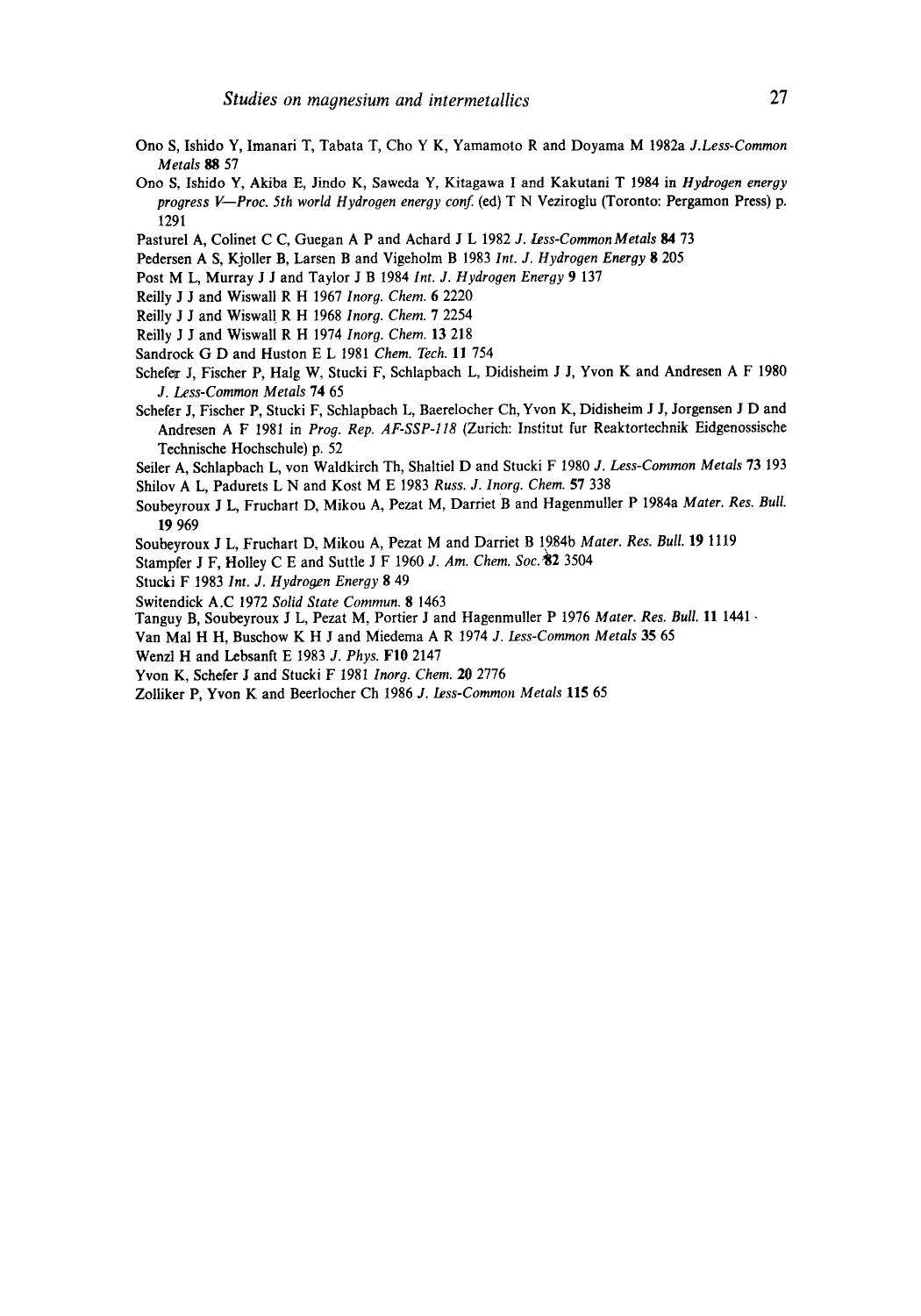Ono S, Ishido Y, Imanari T, Tabata T, Cho Y K, Yamamoto R and Doyama M 1982a *J.Less-Common Metals* **88** 57

Ono S, Ishido Y, Akiba E, Jindo K, Saweda Y, Kitagawa I and Kakutani T 1984 in *Hydrogen energy progress V—Proc. 5th world Hydrogen energy conf.* (ed) T N Veziroglu (Toronto: Pergamon Press) p. 1291

Pasturel A, Colinet C C, Guegan A P and Achard J L 1982 *J. Less-Common Metals* **84** 73

Pedersen A S, Kjoller B, Larsen B and Vigeholm B 1983 *Int. J. Hydrogen Energy* **8** 205

Post M L, Murray J J and Taylor J B 1984 *Int. J. Hydrogen Energy* **9** 137

Reilly J J and Wiswall R H 1967 *Inorg. Chem.* **6** 2220

Reilly J J and Wiswall R H 1968 *Inorg. Chem.* **7** 2254

Reilly J J and Wiswall R H 1974 *Inorg. Chem.* **13** 218

Sandrock G D and Huston E L 1981 *Chem. Tech.* **11** 754

Schefer J, Fischer P, Halg W, Stucki F, Schlapbach L, Didisheim J J, Yvon K and Andresen A F 1980 *J. Less-Common Metals* **74** 65

Schefer J, Fischer P, Stucki F, Schlapbach L, Baerelocher Ch, Yvon K, Didisheim J J, Jorgensen J D and Andresen A F 1981 in *Prog. Rep. AF-SSP-118* (Zurich: Institut fur Reaktortechnik Eidgenossische Technische Hochschule) p. 52

Seiler A, Schlapbach L, von Waldkirch Th, Shaltiel D and Stucki F 1980 *J. Less-Common Metals* **73** 193

Shilov A L, Padurets L N and Kost M E 1983 *Russ. J. Inorg. Chem.* **57** 338

Soubeyroux J L, Fruchart D, Mikou A, Pezat M, Darriet B and Hagenmuller P 1984a *Mater. Res. Bull.* **19** 969

Soubeyroux J L, Fruchart D, Mikou A, Pezat M and Darriet B 1984b *Mater. Res. Bull.* **19** 1119

Stampfer J F, Holley C E and Suttle J F 1960 *J. Am. Chem. Soc.* **82** 3504

Stucki F 1983 *Int. J. Hydrogen Energy* **8** 49

Switendick A.C 1972 *Solid State Commun.* **8** 1463

Tanguy B, Soubeyroux J L, Pezat M, Portier J and Hagenmuller P 1976 *Mater. Res. Bull.* **11** 1441

Van Mal H H, Buschow K H J and Miedema A R 1974 *J. Less-Common Metals* **35** 65

Wenzl H and Lebsanft E 1983 *J. Phys.* **F10** 2147

Yvon K, Schefer J and Stucki F 1981 *Inorg. Chem.* **20** 2776

Zolliker P, Yvon K and Beerlocher Ch 1986 *J. Less-Common Metals* **115** 65